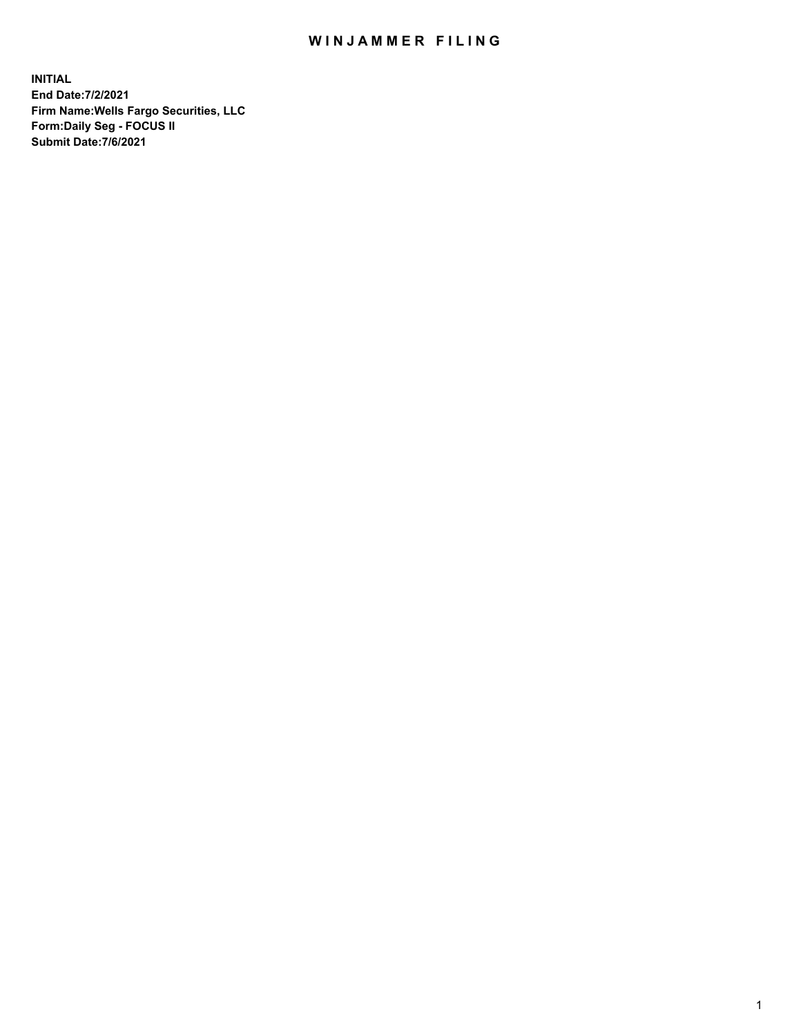# WINJAMMER FILING

**INITIAL**
**End Date:7/2/2021**
**Firm Name:Wells Fargo Securities, LLC**
**Form:Daily Seg - FOCUS II**
**Submit Date:7/6/2021**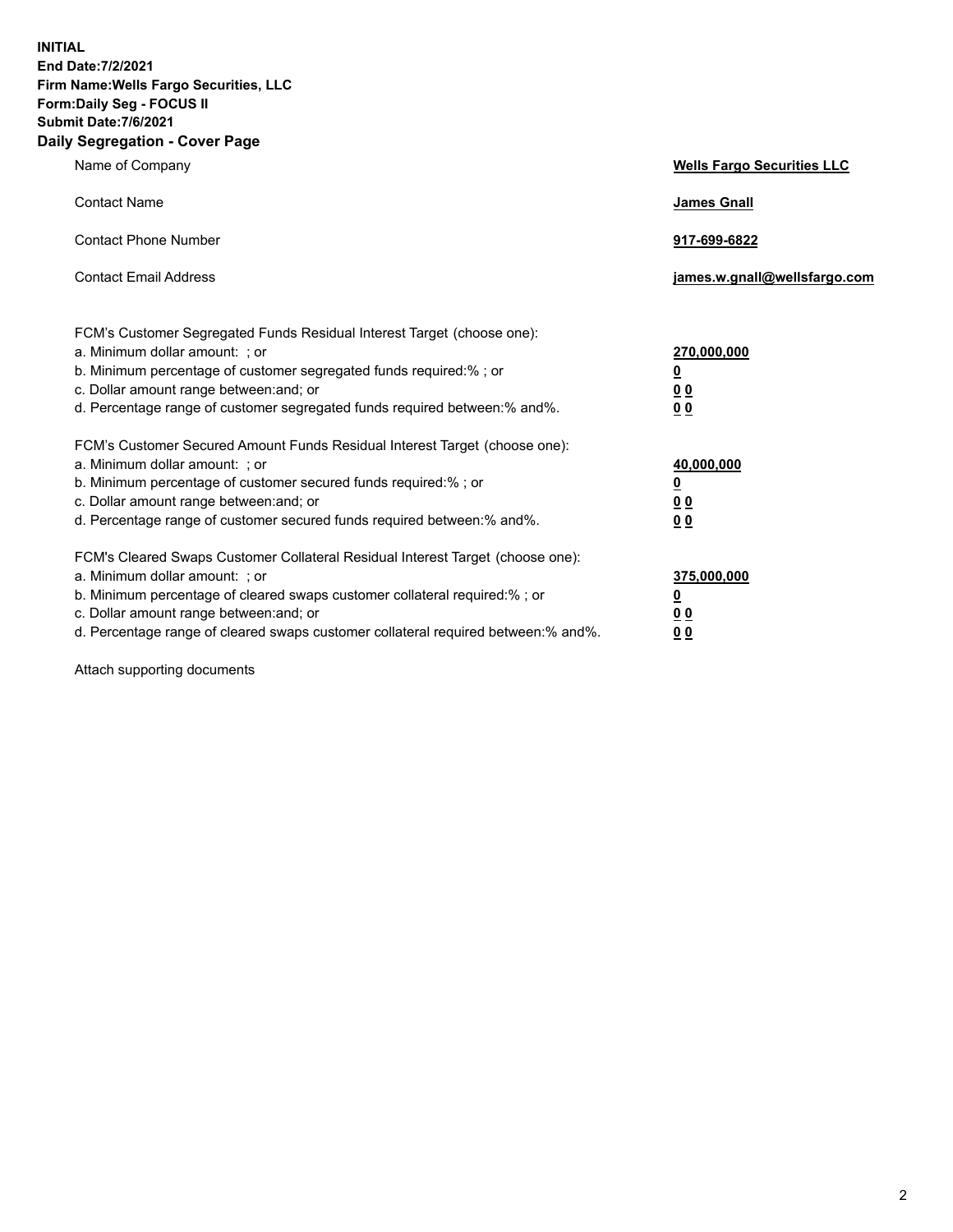**INITIAL**
**End Date:7/2/2021**
**Firm Name:Wells Fargo Securities, LLC**
**Form:Daily Seg - FOCUS II**
**Submit Date:7/6/2021**

## Daily Segregation - Cover Page

| | |
|---|---|
| Name of Company | **Wells Fargo Securities LLC** |
| Contact Name | **James Gnall** |
| Contact Phone Number | **917-699-6822** |
| Contact Email Address | **james.w.gnall@wellsfargo.com** |

| | |
|---|---|
| FCM's Customer Segregated Funds Residual Interest Target (choose one): | |
| a. Minimum dollar amount: ; or | **270,000,000** |
| b. Minimum percentage of customer segregated funds required:% ; or | **0** |
| c. Dollar amount range between:and; or | **0 0** |
| d. Percentage range of customer segregated funds required between:% and%. | **0 0** |
| FCM's Customer Secured Amount Funds Residual Interest Target (choose one): | |
| a. Minimum dollar amount: ; or | **40,000,000** |
| b. Minimum percentage of customer secured funds required:% ; or | **0** |
| c. Dollar amount range between:and; or | **0 0** |
| d. Percentage range of customer secured funds required between:% and%. | **0 0** |
| FCM's Cleared Swaps Customer Collateral Residual Interest Target (choose one): | |
| a. Minimum dollar amount: ; or | **375,000,000** |
| b. Minimum percentage of cleared swaps customer collateral required:% ; or | **0** |
| c. Dollar amount range between:and; or | **0 0** |
| d. Percentage range of cleared swaps customer collateral required between:% and%. | **0 0** |

Attach supporting documents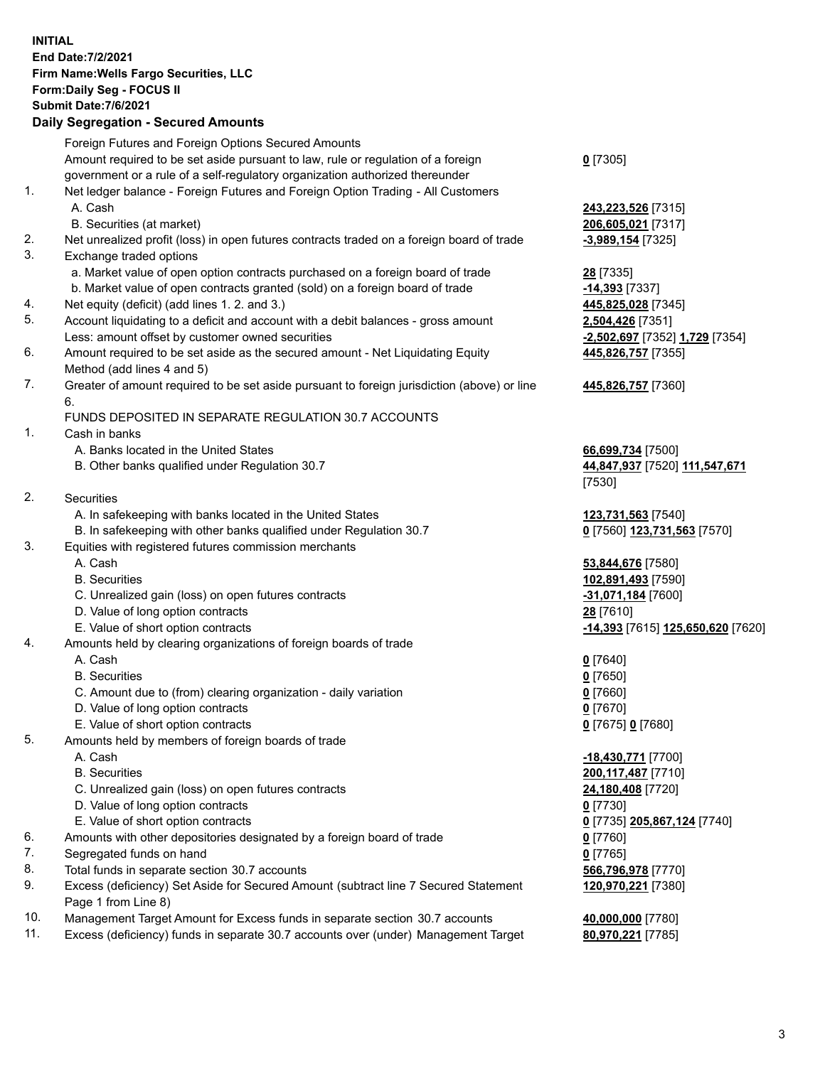**INITIAL**
**End Date:7/2/2021**
**Firm Name:Wells Fargo Securities, LLC**
**Form:Daily Seg - FOCUS II**
**Submit Date:7/6/2021**

**Daily Segregation - Secured Amounts**

| | | |
|---|---|---|
| | Foreign Futures and Foreign Options Secured Amounts | |
| | Amount required to be set aside pursuant to law, rule or regulation of a foreign government or a rule of a self-regulatory organization authorized thereunder | **0** [7305] |
| 1. | Net ledger balance - Foreign Futures and Foreign Option Trading - All Customers | |
| | A. Cash | **243,223,526** [7315] |
| | B. Securities (at market) | **206,605,021** [7317] |
| 2. | Net unrealized profit (loss) in open futures contracts traded on a foreign board of trade | **-3,989,154** [7325] |
| 3. | Exchange traded options | |
| | a. Market value of open option contracts purchased on a foreign board of trade | **28** [7335] |
| | b. Market value of open contracts granted (sold) on a foreign board of trade | **-14,393** [7337] |
| 4. | Net equity (deficit) (add lines 1. 2. and 3.) | **445,825,028** [7345] |
| 5. | Account liquidating to a deficit and account with a debit balances - gross amount | **2,504,426** [7351] |
| | Less: amount offset by customer owned securities | **-2,502,697** [7352] **1,729** [7354] |
| 6. | Amount required to be set aside as the secured amount - Net Liquidating Equity Method (add lines 4 and 5) | **445,826,757** [7355] |
| 7. | Greater of amount required to be set aside pursuant to foreign jurisdiction (above) or line 6. | **445,826,757** [7360] |
| | FUNDS DEPOSITED IN SEPARATE REGULATION 30.7 ACCOUNTS | |
| 1. | Cash in banks | |
| | A. Banks located in the United States | **66,699,734** [7500] |
| | B. Other banks qualified under Regulation 30.7 | **44,847,937** [7520] **111,547,671** [7530] |
| 2. | Securities | |
| | A. In safekeeping with banks located in the United States | **123,731,563** [7540] |
| | B. In safekeeping with other banks qualified under Regulation 30.7 | **0** [7560] **123,731,563** [7570] |
| 3. | Equities with registered futures commission merchants | |
| | A. Cash | **53,844,676** [7580] |
| | B. Securities | **102,891,493** [7590] |
| | C. Unrealized gain (loss) on open futures contracts | **-31,071,184** [7600] |
| | D. Value of long option contracts | **28** [7610] |
| | E. Value of short option contracts | **-14,393** [7615] **125,650,620** [7620] |
| 4. | Amounts held by clearing organizations of foreign boards of trade | |
| | A. Cash | **0** [7640] |
| | B. Securities | **0** [7650] |
| | C. Amount due to (from) clearing organization - daily variation | **0** [7660] |
| | D. Value of long option contracts | **0** [7670] |
| | E. Value of short option contracts | **0** [7675] **0** [7680] |
| 5. | Amounts held by members of foreign boards of trade | |
| | A. Cash | **-18,430,771** [7700] |
| | B. Securities | **200,117,487** [7710] |
| | C. Unrealized gain (loss) on open futures contracts | **24,180,408** [7720] |
| | D. Value of long option contracts | **0** [7730] |
| | E. Value of short option contracts | **0** [7735] **205,867,124** [7740] |
| 6. | Amounts with other depositories designated by a foreign board of trade | **0** [7760] |
| 7. | Segregated funds on hand | **0** [7765] |
| 8. | Total funds in separate section 30.7 accounts | **566,796,978** [7770] |
| 9. | Excess (deficiency) Set Aside for Secured Amount (subtract line 7 Secured Statement Page 1 from Line 8) | **120,970,221** [7380] |
| 10. | Management Target Amount for Excess funds in separate section 30.7 accounts | **40,000,000** [7780] |
| 11. | Excess (deficiency) funds in separate 30.7 accounts over (under) Management Target | **80,970,221** [7785] |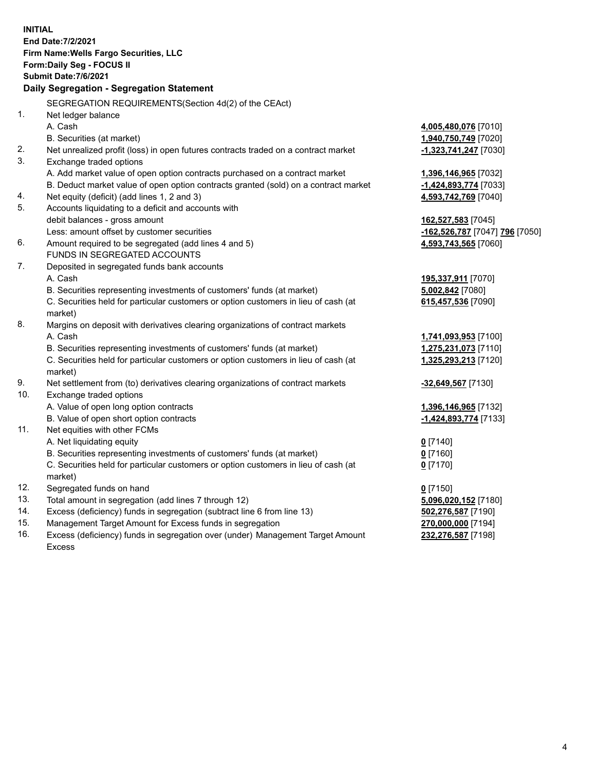**INITIAL**
**End Date:7/2/2021**
**Firm Name:Wells Fargo Securities, LLC**
**Form:Daily Seg - FOCUS II**
**Submit Date:7/6/2021**

**Daily Segregation - Segregation Statement**

| | | |
|---|---|---|
| | SEGREGATION REQUIREMENTS(Section 4d(2) of the CEAct) | |
| 1. | Net ledger balance | |
| | A. Cash | **4,005,480,076** [7010] |
| | B. Securities (at market) | **1,940,750,749** [7020] |
| 2. | Net unrealized profit (loss) in open futures contracts traded on a contract market | **-1,323,741,247** [7030] |
| 3. | Exchange traded options | |
| | A. Add market value of open option contracts purchased on a contract market | **1,396,146,965** [7032] |
| | B. Deduct market value of open option contracts granted (sold) on a contract market | **-1,424,893,774** [7033] |
| 4. | Net equity (deficit) (add lines 1, 2 and 3) | **4,593,742,769** [7040] |
| 5. | Accounts liquidating to a deficit and accounts with | |
| | debit balances - gross amount | **162,527,583** [7045] |
| | Less: amount offset by customer securities | **-162,526,787** [7047] **796** [7050] |
| 6. | Amount required to be segregated (add lines 4 and 5) | **4,593,743,565** [7060] |
| | FUNDS IN SEGREGATED ACCOUNTS | |
| 7. | Deposited in segregated funds bank accounts | |
| | A. Cash | **195,337,911** [7070] |
| | B. Securities representing investments of customers' funds (at market) | **5,002,842** [7080] |
| | C. Securities held for particular customers or option customers in lieu of cash (at market) | **615,457,536** [7090] |
| 8. | Margins on deposit with derivatives clearing organizations of contract markets | |
| | A. Cash | **1,741,093,953** [7100] |
| | B. Securities representing investments of customers' funds (at market) | **1,275,231,073** [7110] |
| | C. Securities held for particular customers or option customers in lieu of cash (at market) | **1,325,293,213** [7120] |
| 9. | Net settlement from (to) derivatives clearing organizations of contract markets | **-32,649,567** [7130] |
| 10. | Exchange traded options | |
| | A. Value of open long option contracts | **1,396,146,965** [7132] |
| | B. Value of open short option contracts | **-1,424,893,774** [7133] |
| 11. | Net equities with other FCMs | |
| | A. Net liquidating equity | **0** [7140] |
| | B. Securities representing investments of customers' funds (at market) | **0** [7160] |
| | C. Securities held for particular customers or option customers in lieu of cash (at market) | **0** [7170] |
| 12. | Segregated funds on hand | **0** [7150] |
| 13. | Total amount in segregation (add lines 7 through 12) | **5,096,020,152** [7180] |
| 14. | Excess (deficiency) funds in segregation (subtract line 6 from line 13) | **502,276,587** [7190] |
| 15. | Management Target Amount for Excess funds in segregation | **270,000,000** [7194] |
| 16. | Excess (deficiency) funds in segregation over (under) Management Target Amount Excess | **232,276,587** [7198] |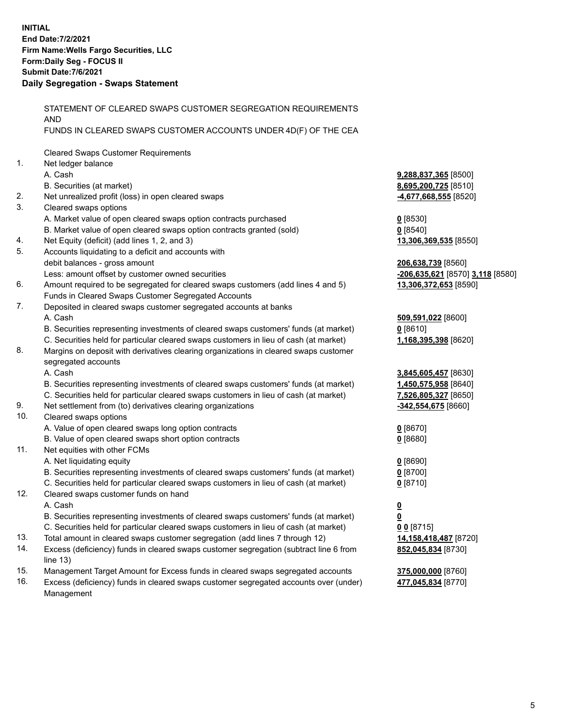**INITIAL**
**End Date:7/2/2021**
**Firm Name:Wells Fargo Securities, LLC**
**Form:Daily Seg - FOCUS II**
**Submit Date:7/6/2021**
**Daily Segregation - Swaps Statement**

STATEMENT OF CLEARED SWAPS CUSTOMER SEGREGATION REQUIREMENTS AND
FUNDS IN CLEARED SWAPS CUSTOMER ACCOUNTS UNDER 4D(F) OF THE CEA

| | | |
|---|---|---|
| | Cleared Swaps Customer Requirements | |
| 1. | Net ledger balance | |
| | A. Cash | **9,288,837,365** [8500] |
| | B. Securities (at market) | **8,695,200,725** [8510] |
| 2. | Net unrealized profit (loss) in open cleared swaps | **-4,677,668,555** [8520] |
| 3. | Cleared swaps options | |
| | A. Market value of open cleared swaps option contracts purchased | **0** [8530] |
| | B. Market value of open cleared swaps option contracts granted (sold) | **0** [8540] |
| 4. | Net Equity (deficit) (add lines 1, 2, and 3) | **13,306,369,535** [8550] |
| 5. | Accounts liquidating to a deficit and accounts with debit balances - gross amount | **206,638,739** [8560] |
| | Less: amount offset by customer owned securities | **-206,635,621** [8570] **3,118** [8580] |
| 6. | Amount required to be segregated for cleared swaps customers (add lines 4 and 5) | **13,306,372,653** [8590] |
| | Funds in Cleared Swaps Customer Segregated Accounts | |
| 7. | Deposited in cleared swaps customer segregated accounts at banks | |
| | A. Cash | **509,591,022** [8600] |
| | B. Securities representing investments of cleared swaps customers' funds (at market) | **0** [8610] |
| | C. Securities held for particular cleared swaps customers in lieu of cash (at market) | **1,168,395,398** [8620] |
| 8. | Margins on deposit with derivatives clearing organizations in cleared swaps customer segregated accounts | |
| | A. Cash | **3,845,605,457** [8630] |
| | B. Securities representing investments of cleared swaps customers' funds (at market) | **1,450,575,958** [8640] |
| | C. Securities held for particular cleared swaps customers in lieu of cash (at market) | **7,526,805,327** [8650] |
| 9. | Net settlement from (to) derivatives clearing organizations | **-342,554,675** [8660] |
| 10. | Cleared swaps options | |
| | A. Value of open cleared swaps long option contracts | **0** [8670] |
| | B. Value of open cleared swaps short option contracts | **0** [8680] |
| 11. | Net equities with other FCMs | |
| | A. Net liquidating equity | **0** [8690] |
| | B. Securities representing investments of cleared swaps customers' funds (at market) | **0** [8700] |
| | C. Securities held for particular cleared swaps customers in lieu of cash (at market) | **0** [8710] |
| 12. | Cleared swaps customer funds on hand | |
| | A. Cash | **0** |
| | B. Securities representing investments of cleared swaps customers' funds (at market) | **0** |
| | C. Securities held for particular cleared swaps customers in lieu of cash (at market) | **0** **0** [8715] |
| 13. | Total amount in cleared swaps customer segregation (add lines 7 through 12) | **14,158,418,487** [8720] |
| 14. | Excess (deficiency) funds in cleared swaps customer segregation (subtract line 6 from line 13) | **852,045,834** [8730] |
| 15. | Management Target Amount for Excess funds in cleared swaps segregated accounts | **375,000,000** [8760] |
| 16. | Excess (deficiency) funds in cleared swaps customer segregated accounts over (under) Management | **477,045,834** [8770] |